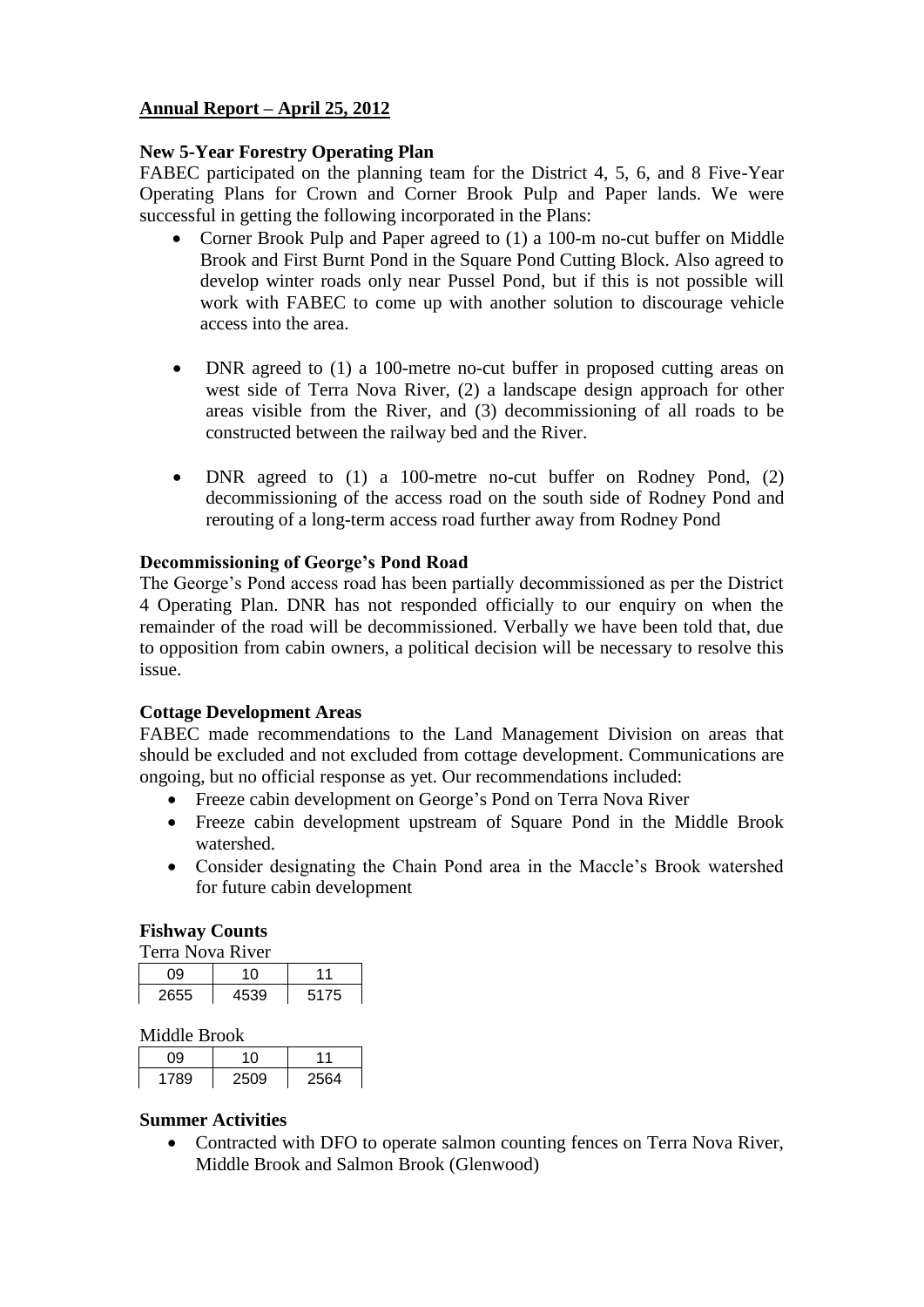**Annual Report – April 25, 2012**

**New 5-Year Forestry Operating Plan**

FABEC participated on the planning team for the District 4, 5, 6, and 8 Five-Year Operating Plans for Crown and Corner Brook Pulp and Paper lands. We were successful in getting the following incorporated in the Plans:

- Corner Brook Pulp and Paper agreed to (1) a 100-m no-cut buffer on Middle Brook and First Burnt Pond in the Square Pond Cutting Block. Also agreed to develop winter roads only near Pussel Pond, but if this is not possible will work with FABEC to come up with another solution to discourage vehicle access into the area.

- DNR agreed to (1) a 100-metre no-cut buffer in proposed cutting areas on west side of Terra Nova River, (2) a landscape design approach for other areas visible from the River, and (3) decommissioning of all roads to be constructed between the railway bed and the River.

- DNR agreed to (1) a 100-metre no-cut buffer on Rodney Pond, (2) decommissioning of the access road on the south side of Rodney Pond and rerouting of a long-term access road further away from Rodney Pond

**Decommissioning of George's Pond Road**

The George's Pond access road has been partially decommissioned as per the District 4 Operating Plan. DNR has not responded officially to our enquiry on when the remainder of the road will be decommissioned. Verbally we have been told that, due to opposition from cabin owners, a political decision will be necessary to resolve this issue.

**Cottage Development Areas**

FABEC made recommendations to the Land Management Division on areas that should be excluded and not excluded from cottage development. Communications are ongoing, but no official response as yet. Our recommendations included:

- Freeze cabin development on George's Pond on Terra Nova River
- Freeze cabin development upstream of Square Pond in the Middle Brook watershed.
- Consider designating the Chain Pond area in the Maccle's Brook watershed for future cabin development

**Fishway Counts**

Terra Nova River

| 09 | 10 | 11 |
|---|---|---|
| 2655 | 4539 | 5175 |

Middle Brook

| 09 | 10 | 11 |
|---|---|---|
| 1789 | 2509 | 2564 |

**Summer Activities**

- Contracted with DFO to operate salmon counting fences on Terra Nova River, Middle Brook and Salmon Brook (Glenwood)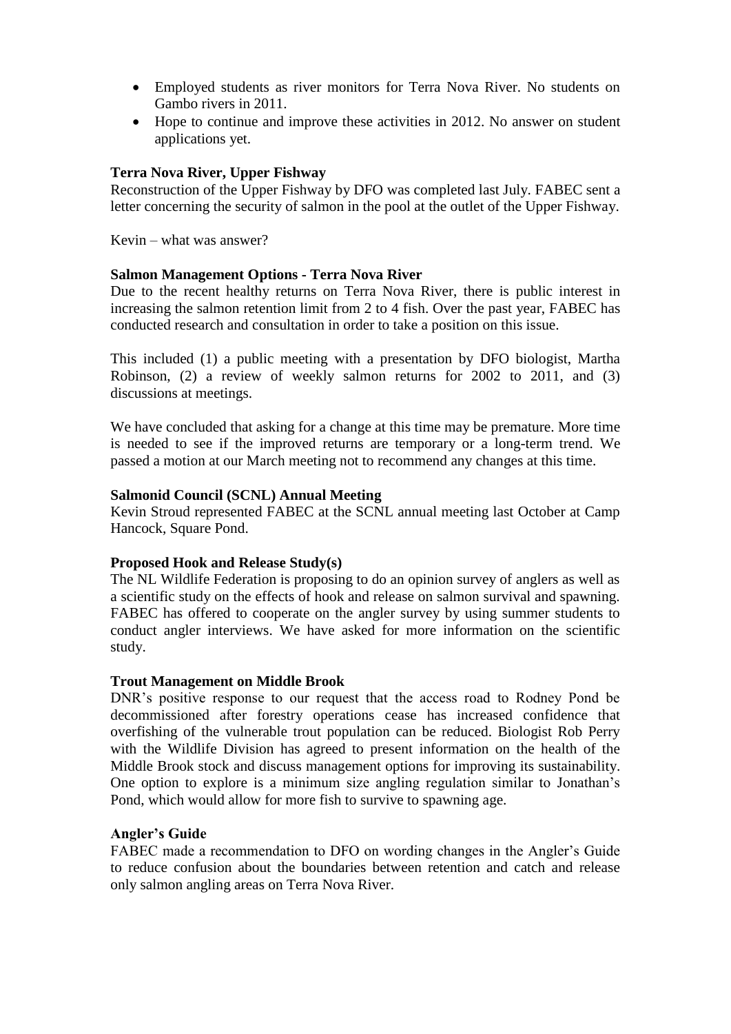- Employed students as river monitors for Terra Nova River. No students on Gambo rivers in 2011.
- Hope to continue and improve these activities in 2012. No answer on student applications yet.

**Terra Nova River, Upper Fishway**

Reconstruction of the Upper Fishway by DFO was completed last July. FABEC sent a letter concerning the security of salmon in the pool at the outlet of the Upper Fishway.

Kevin – what was answer?

**Salmon Management Options - Terra Nova River**

Due to the recent healthy returns on Terra Nova River, there is public interest in increasing the salmon retention limit from 2 to 4 fish. Over the past year, FABEC has conducted research and consultation in order to take a position on this issue.

This included (1) a public meeting with a presentation by DFO biologist, Martha Robinson, (2) a review of weekly salmon returns for 2002 to 2011, and (3) discussions at meetings.

We have concluded that asking for a change at this time may be premature. More time is needed to see if the improved returns are temporary or a long-term trend. We passed a motion at our March meeting not to recommend any changes at this time.

**Salmonid Council (SCNL) Annual Meeting**

Kevin Stroud represented FABEC at the SCNL annual meeting last October at Camp Hancock, Square Pond.

**Proposed Hook and Release Study(s)**

The NL Wildlife Federation is proposing to do an opinion survey of anglers as well as a scientific study on the effects of hook and release on salmon survival and spawning. FABEC has offered to cooperate on the angler survey by using summer students to conduct angler interviews. We have asked for more information on the scientific study.

**Trout Management on Middle Brook**

DNR's positive response to our request that the access road to Rodney Pond be decommissioned after forestry operations cease has increased confidence that overfishing of the vulnerable trout population can be reduced. Biologist Rob Perry with the Wildlife Division has agreed to present information on the health of the Middle Brook stock and discuss management options for improving its sustainability. One option to explore is a minimum size angling regulation similar to Jonathan's Pond, which would allow for more fish to survive to spawning age.

**Angler's Guide**

FABEC made a recommendation to DFO on wording changes in the Angler's Guide to reduce confusion about the boundaries between retention and catch and release only salmon angling areas on Terra Nova River.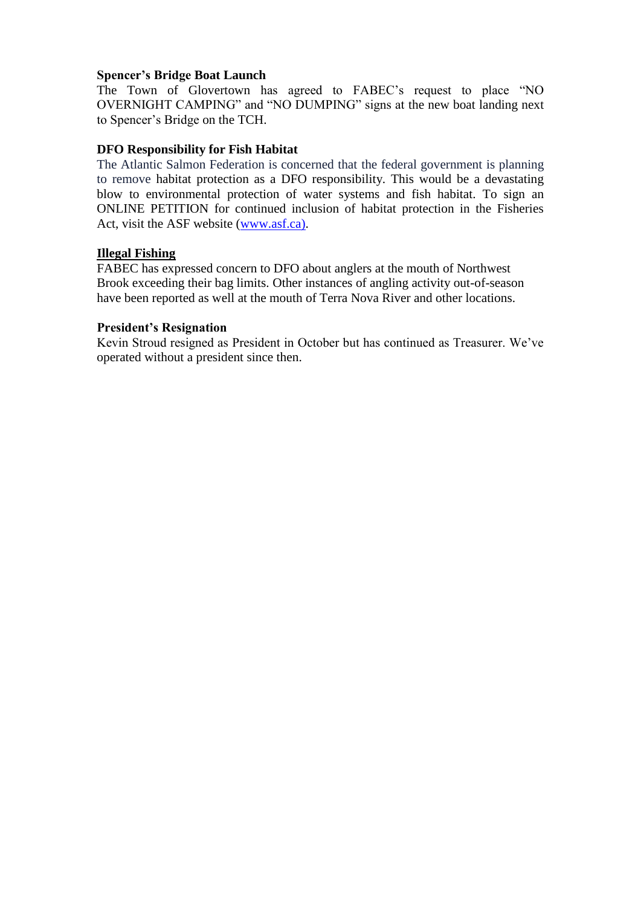**Spencer's Bridge Boat Launch**

The Town of Glovertown has agreed to FABEC's request to place "NO OVERNIGHT CAMPING" and "NO DUMPING" signs at the new boat landing next to Spencer's Bridge on the TCH.

**DFO Responsibility for Fish Habitat**

The Atlantic Salmon Federation is concerned that the federal government is planning to remove habitat protection as a DFO responsibility. This would be a devastating blow to environmental protection of water systems and fish habitat. To sign an ONLINE PETITION for continued inclusion of habitat protection in the Fisheries Act, visit the ASF website (www.asf.ca).

**Illegal Fishing**

FABEC has expressed concern to DFO about anglers at the mouth of Northwest Brook exceeding their bag limits. Other instances of angling activity out-of-season have been reported as well at the mouth of Terra Nova River and other locations.

**President's Resignation**

Kevin Stroud resigned as President in October but has continued as Treasurer. We've operated without a president since then.